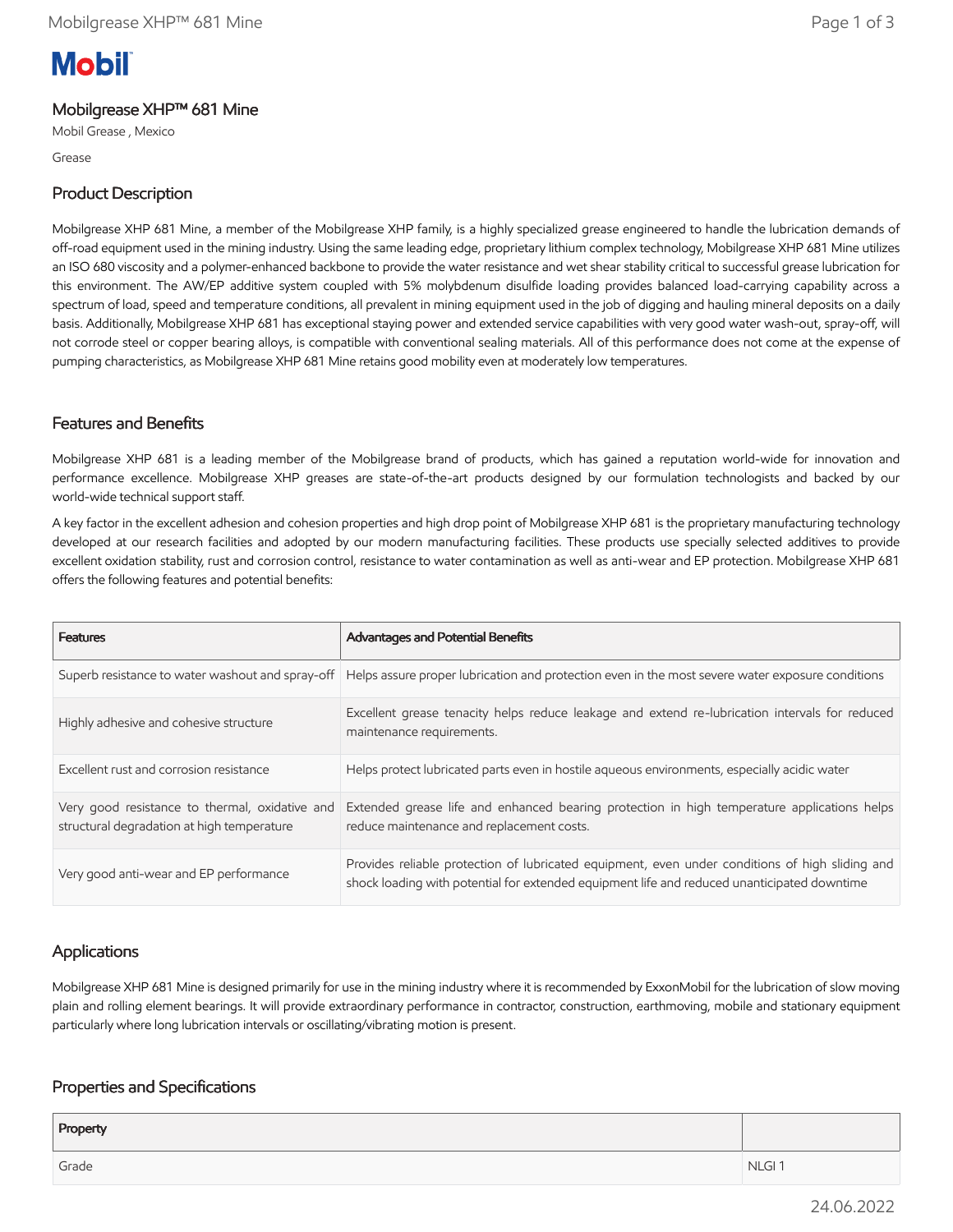Mobil

# Mobilgrease XHP™ 681 Mine

Mobil Grease , Mexico

Grease

## Product Description

Mobilgrease XHP 681 Mine, a member of the Mobilgrease XHP family, is a highly specialized grease engineered to handle the lubrication demands of off-road equipment used in the mining industry. Using the same leading edge, proprietary lithium complex technology, Mobilgrease XHP 681 Mine utilizes an ISO 680 viscosity and a polymer-enhanced backbone to provide the water resistance and wet shear stability critical to successful grease lubrication for this environment. The AW/EP additive system coupled with 5% molybdenum disulfide loading provides balanced load-carrying capability across a spectrum of load, speed and temperature conditions, all prevalent in mining equipment used in the job of digging and hauling mineral deposits on a daily basis. Additionally, Mobilgrease XHP 681 has exceptional staying power and extended service capabilities with very good water wash-out, spray-off, will not corrode steel or copper bearing alloys, is compatible with conventional sealing materials. All of this performance does not come at the expense of pumping characteristics, as Mobilgrease XHP 681 Mine retains good mobility even at moderately low temperatures.

## Features and Benefits

Mobilgrease XHP 681 is a leading member of the Mobilgrease brand of products, which has gained a reputation world-wide for innovation and performance excellence. Mobilgrease XHP greases are state-of-the-art products designed by our formulation technologists and backed by our world-wide technical support staff.

A key factor in the excellent adhesion and cohesion properties and high drop point of Mobilgrease XHP 681 is the proprietary manufacturing technology developed at our research facilities and adopted by our modern manufacturing facilities. These products use specially selected additives to provide excellent oxidation stability, rust and corrosion control, resistance to water contamination as well as anti-wear and EP protection. Mobilgrease XHP 681 offers the following features and potential benefits:

| Features | Advantages and Potential Benefits |
|---|---|
| Superb resistance to water washout and spray-off | Helps assure proper lubrication and protection even in the most severe water exposure conditions |
| Highly adhesive and cohesive structure | Excellent grease tenacity helps reduce leakage and extend re-lubrication intervals for reduced maintenance requirements. |
| Excellent rust and corrosion resistance | Helps protect lubricated parts even in hostile aqueous environments, especially acidic water |
| Very good resistance to thermal, oxidative and structural degradation at high temperature | Extended grease life and enhanced bearing protection in high temperature applications helps reduce maintenance and replacement costs. |
| Very good anti-wear and EP performance | Provides reliable protection of lubricated equipment, even under conditions of high sliding and shock loading with potential for extended equipment life and reduced unanticipated downtime |

## Applications

Mobilgrease XHP 681 Mine is designed primarily for use in the mining industry where it is recommended by ExxonMobil for the lubrication of slow moving plain and rolling element bearings. It will provide extraordinary performance in contractor, construction, earthmoving, mobile and stationary equipment particularly where long lubrication intervals or oscillating/vibrating motion is present.

## Properties and Specifications

| Property | |
|---|---|
| Grade | NLGI 1 |

24.06.2022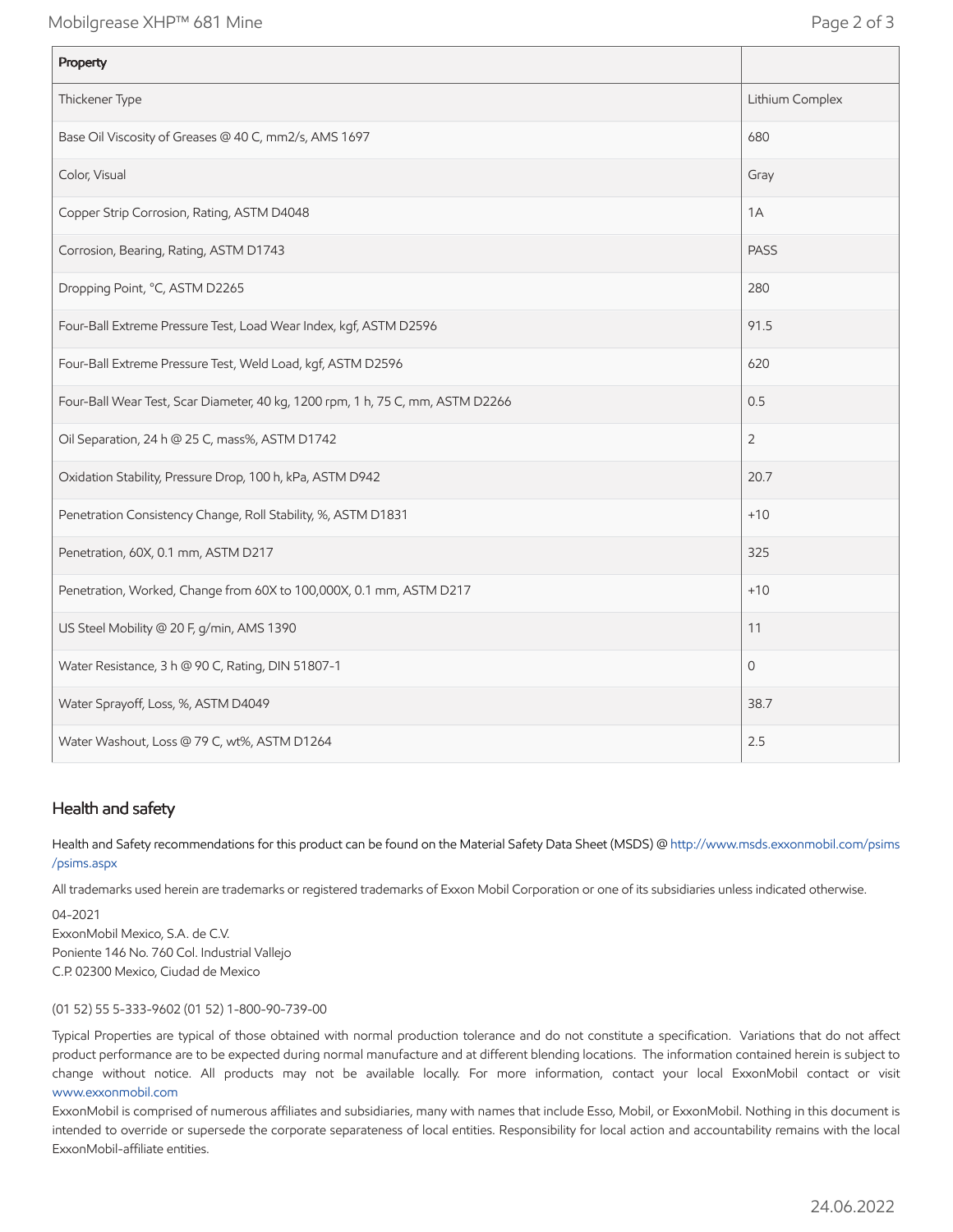| Property | |
|---|---|
| Thickener Type | Lithium Complex |
| Base Oil Viscosity of Greases @ 40 C, mm2/s, AMS 1697 | 680 |
| Color, Visual | Gray |
| Copper Strip Corrosion, Rating, ASTM D4048 | 1A |
| Corrosion, Bearing, Rating, ASTM D1743 | PASS |
| Dropping Point, °C, ASTM D2265 | 280 |
| Four-Ball Extreme Pressure Test, Load Wear Index, kgf, ASTM D2596 | 91.5 |
| Four-Ball Extreme Pressure Test, Weld Load, kgf, ASTM D2596 | 620 |
| Four-Ball Wear Test, Scar Diameter, 40 kg, 1200 rpm, 1 h, 75 C, mm, ASTM D2266 | 0.5 |
| Oil Separation, 24 h @ 25 C, mass%, ASTM D1742 | 2 |
| Oxidation Stability, Pressure Drop, 100 h, kPa, ASTM D942 | 20.7 |
| Penetration Consistency Change, Roll Stability, %, ASTM D1831 | +10 |
| Penetration, 60X, 0.1 mm, ASTM D217 | 325 |
| Penetration, Worked, Change from 60X to 100,000X, 0.1 mm, ASTM D217 | +10 |
| US Steel Mobility @ 20 F, g/min, AMS 1390 | 11 |
| Water Resistance, 3 h @ 90 C, Rating, DIN 51807-1 | 0 |
| Water Sprayoff, Loss, %, ASTM D4049 | 38.7 |
| Water Washout, Loss @ 79 C, wt%, ASTM D1264 | 2.5 |

## Health and safety

Health and Safety recommendations for this product can be found on the Material Safety Data Sheet (MSDS) @ http://www.msds.exxonmobil.com/psims/psims.aspx

All trademarks used herein are trademarks or registered trademarks of Exxon Mobil Corporation or one of its subsidiaries unless indicated otherwise.

04-2021
ExxonMobil Mexico, S.A. de C.V.
Poniente 146 No. 760 Col. Industrial Vallejo
C.P. 02300 Mexico, Ciudad de Mexico

(01 52) 55 5-333-9602 (01 52) 1-800-90-739-00

Typical Properties are typical of those obtained with normal production tolerance and do not constitute a specification. Variations that do not affect product performance are to be expected during normal manufacture and at different blending locations. The information contained herein is subject to change without notice. All products may not be available locally. For more information, contact your local ExxonMobil contact or visit www.exxonmobil.com

ExxonMobil is comprised of numerous affiliates and subsidiaries, many with names that include Esso, Mobil, or ExxonMobil. Nothing in this document is intended to override or supersede the corporate separateness of local entities. Responsibility for local action and accountability remains with the local ExxonMobil-affiliate entities.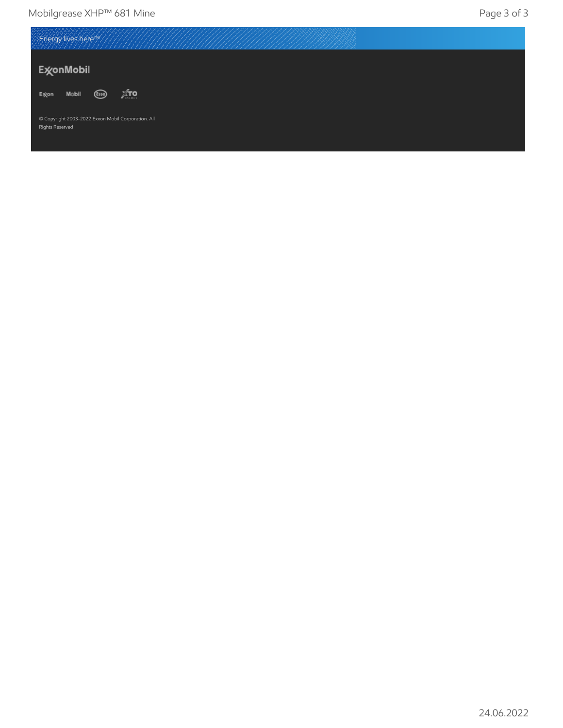Energy lives here™

ExxonMobil

Exxon Mobil Esso XTO

© Copyright 2003-2022 Exxon Mobil Corporation. All Rights Reserved